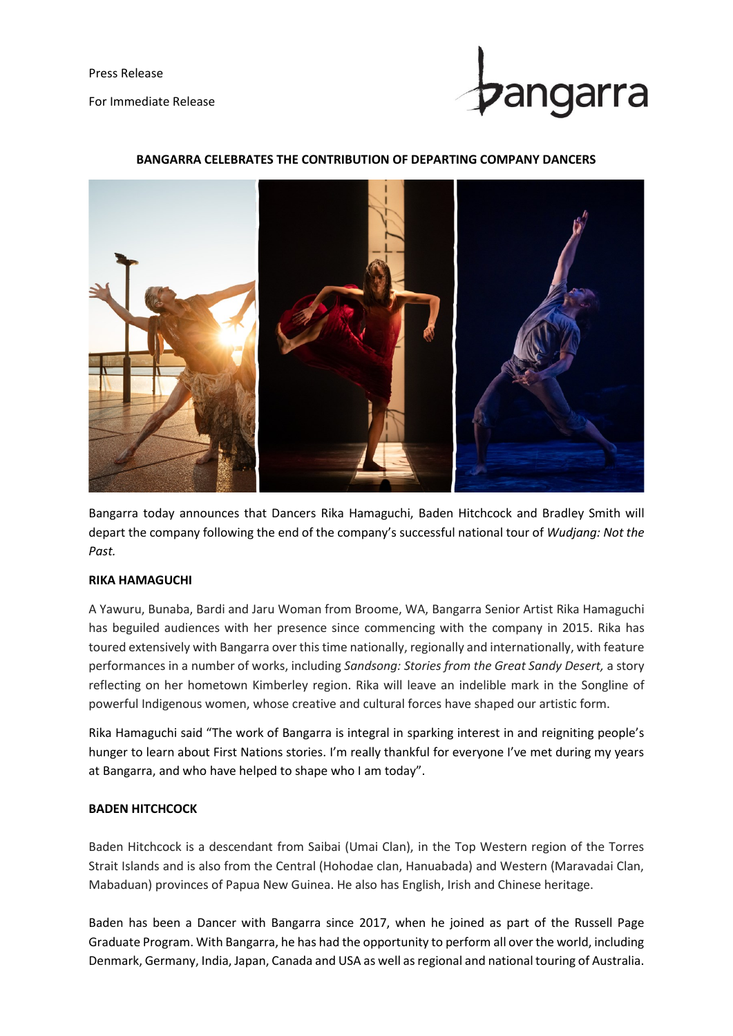Press Release

For Immediate Release

**BANGARRA CELEBRATES THE CONTRIBUTION OF DEPARTING COMPANY DANCERS**

Bangarra today announces that Dancers Rika Hamaguchi, Baden Hitchcock and Bradley Smith will depart the company following the end of the company's successful national tour of *Wudjang: Not the Past.*

**RIKA HAMAGUCHI**

A Yawuru, Bunaba, Bardi and Jaru Woman from Broome, WA, Bangarra Senior Artist Rika Hamaguchi has beguiled audiences with her presence since commencing with the company in 2015. Rika has toured extensively with Bangarra over this time nationally, regionally and internationally, with feature performances in a number of works, including *Sandsong: Stories from the Great Sandy Desert,* a story reflecting on her hometown Kimberley region. Rika will leave an indelible mark in the Songline of powerful Indigenous women, whose creative and cultural forces have shaped our artistic form.

Rika Hamaguchi said "The work of Bangarra is integral in sparking interest in and reigniting people's hunger to learn about First Nations stories. I'm really thankful for everyone I've met during my years at Bangarra, and who have helped to shape who I am today".

**BADEN HITCHCOCK**

Baden Hitchcock is a descendant from Saibai (Umai Clan), in the Top Western region of the Torres Strait Islands and is also from the Central (Hohodae clan, Hanuabada) and Western (Maravadai Clan, Mabaduan) provinces of Papua New Guinea. He also has English, Irish and Chinese heritage.

Baden has been a Dancer with Bangarra since 2017, when he joined as part of the Russell Page Graduate Program. With Bangarra, he has had the opportunity to perform all over the world, including Denmark, Germany, India, Japan, Canada and USA as well as regional and national touring of Australia.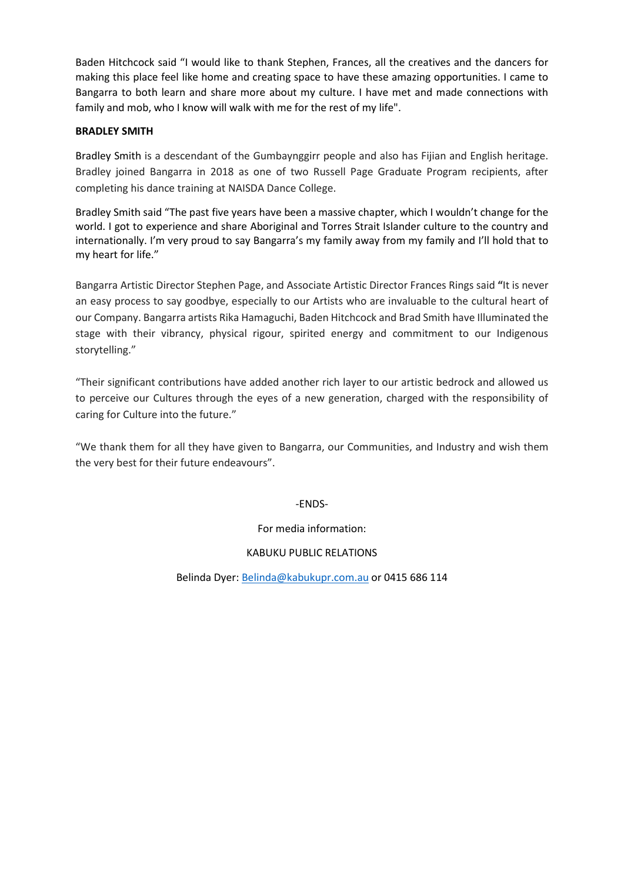Baden Hitchcock said "I would like to thank Stephen, Frances, all the creatives and the dancers for making this place feel like home and creating space to have these amazing opportunities. I came to Bangarra to both learn and share more about my culture. I have met and made connections with family and mob, who I know will walk with me for the rest of my life".

**BRADLEY SMITH**

Bradley Smith is a descendant of the Gumbaynggirr people and also has Fijian and English heritage. Bradley joined Bangarra in 2018 as one of two Russell Page Graduate Program recipients, after completing his dance training at NAISDA Dance College.

Bradley Smith said "The past five years have been a massive chapter, which I wouldn't change for the world. I got to experience and share Aboriginal and Torres Strait Islander culture to the country and internationally. I'm very proud to say Bangarra's my family away from my family and I'll hold that to my heart for life."

Bangarra Artistic Director Stephen Page, and Associate Artistic Director Frances Rings said **"**It is never an easy process to say goodbye, especially to our Artists who are invaluable to the cultural heart of our Company. Bangarra artists Rika Hamaguchi, Baden Hitchcock and Brad Smith have Illuminated the stage with their vibrancy, physical rigour, spirited energy and commitment to our Indigenous storytelling."

"Their significant contributions have added another rich layer to our artistic bedrock and allowed us to perceive our Cultures through the eyes of a new generation, charged with the responsibility of caring for Culture into the future."

"We thank them for all they have given to Bangarra, our Communities, and Industry and wish them the very best for their future endeavours".

-ENDS-

For media information:

KABUKU PUBLIC RELATIONS

Belinda Dyer: Belinda@kabukupr.com.au or 0415 686 114